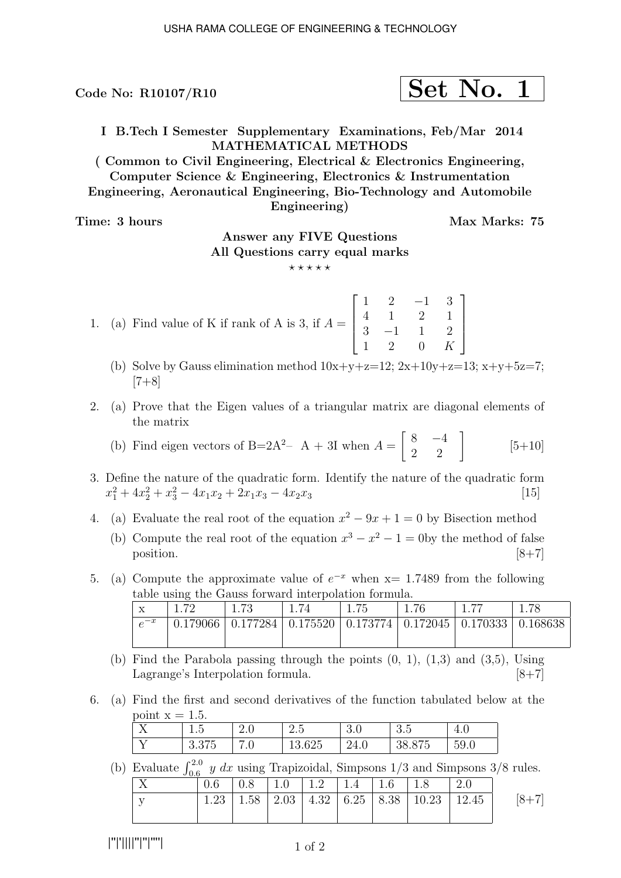USHA RAMA COLLEGE OF ENGINEERING & TECHNOLOGY

**Code No: R10107/R10** **Set No. 1**

**I B.Tech I Semester Supplementary Examinations, Feb/Mar 2014**
**MATHEMATICAL METHODS**
**( Common to Civil Engineering, Electrical & Electronics Engineering, Computer Science & Engineering, Electronics & Instrumentation Engineering, Aeronautical Engineering, Bio-Technology and Automobile Engineering)**

**Time: 3 hours** **Max Marks: 75**

**Answer any FIVE Questions**
**All Questions carry equal marks**
⋆ ⋆ ⋆ ⋆ ⋆

1. (a) Find value of K if rank of A is 3, if $A = \begin{bmatrix} 1 & 2 & -1 & 3 \\ 4 & 1 & 2 & 1 \\ 3 & -1 & 1 & 2 \\ 1 & 2 & 0 & K \end{bmatrix}$

   (b) Solve by Gauss elimination method 10x+y+z=12; 2x+10y+z=13; x+y+5z=7; [7+8]

2. (a) Prove that the Eigen values of a triangular matrix are diagonal elements of the matrix

   (b) Find eigen vectors of B=2A$^2$– A + 3I when $A = \begin{bmatrix} 8 & -4 \\ 2 & 2 \end{bmatrix}$ [5+10]

3. Define the nature of the quadratic form. Identify the nature of the quadratic form $x_1^2 + 4x_2^2 + x_3^2 - 4x_1x_2 + 2x_1x_3 - 4x_2x_3$ [15]

4. (a) Evaluate the real root of the equation $x^2 - 9x + 1 = 0$ by Bisection method

   (b) Compute the real root of the equation $x^3 - x^2 - 1 = 0$by the method of false position. [8+7]

5. (a) Compute the approximate value of $e^{-x}$ when x= 1.7489 from the following table using the Gauss forward interpolation formula.

| x | 1.72 | 1.73 | 1.74 | 1.75 | 1.76 | 1.77 | 1.78 |
|---|---|---|---|---|---|---|---|
| $e^{-x}$ | 0.179066 | 0.177284 | 0.175520 | 0.173774 | 0.172045 | 0.170333 | 0.168638 |

   (b) Find the Parabola passing through the points (0, 1), (1,3) and (3,5), Using Lagrange's Interpolation formula. [8+7]

6. (a) Find the first and second derivatives of the function tabulated below at the point x = 1.5.

| X | 1.5 | 2.0 | 2.5 | 3.0 | 3.5 | 4.0 |
|---|---|---|---|---|---|---|
| Y | 3.375 | 7.0 | 13.625 | 24.0 | 38.875 | 59.0 |

   (b) Evaluate $\int_{0.6}^{2.0} y \, dx$ using Trapizoidal, Simpsons 1/3 and Simpsons 3/8 rules.

| X | 0.6 | 0.8 | 1.0 | 1.2 | 1.4 | 1.6 | 1.8 | 2.0 |
|---|---|---|---|---|---|---|---|---|
| y | 1.23 | 1.58 | 2.03 | 4.32 | 6.25 | 8.38 | 10.23 | 12.45 |

[8+7]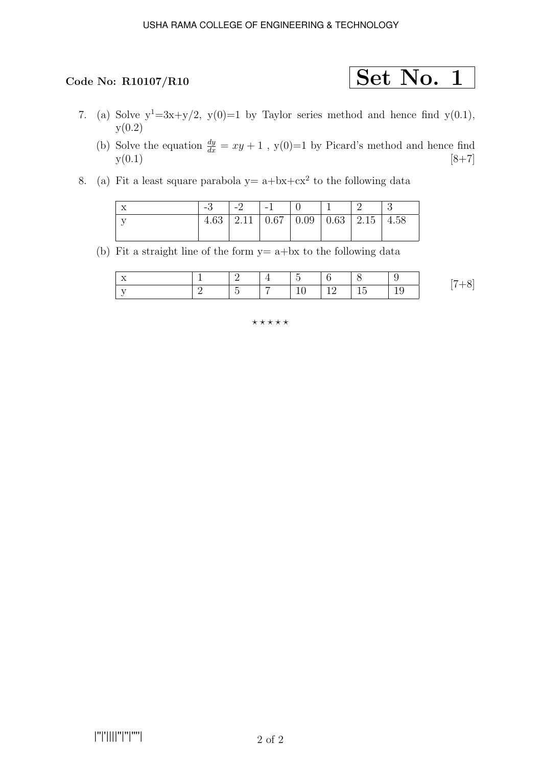**Code No: R10107/R10**

**Set No. 1**

7. (a) Solve $y^1=3x+y/2$, $y(0)=1$ by Taylor series method and hence find $y(0.1)$, $y(0.2)$

   (b) Solve the equation $\frac{dy}{dx} = xy + 1$ , $y(0)=1$ by Picard's method and hence find $y(0.1)$ [8+7]

8. (a) Fit a least square parabola $y= a+bx+cx^2$ to the following data

| x | -3 | -2 | -1 | 0 | 1 | 2 | 3 |
|---|---|---|---|---|---|---|---|
| y | 4.63 | 2.11 | 0.67 | 0.09 | 0.63 | 2.15 | 4.58 |

   (b) Fit a straight line of the form $y= a+bx$ to the following data

| x | 1 | 2 | 4 | 5 | 6 | 8 | 9 |
|---|---|---|---|---|---|---|---|
| y | 2 | 5 | 7 | 10 | 12 | 15 | 19 |

[7+8]

⋆ ⋆ ⋆ ⋆ ⋆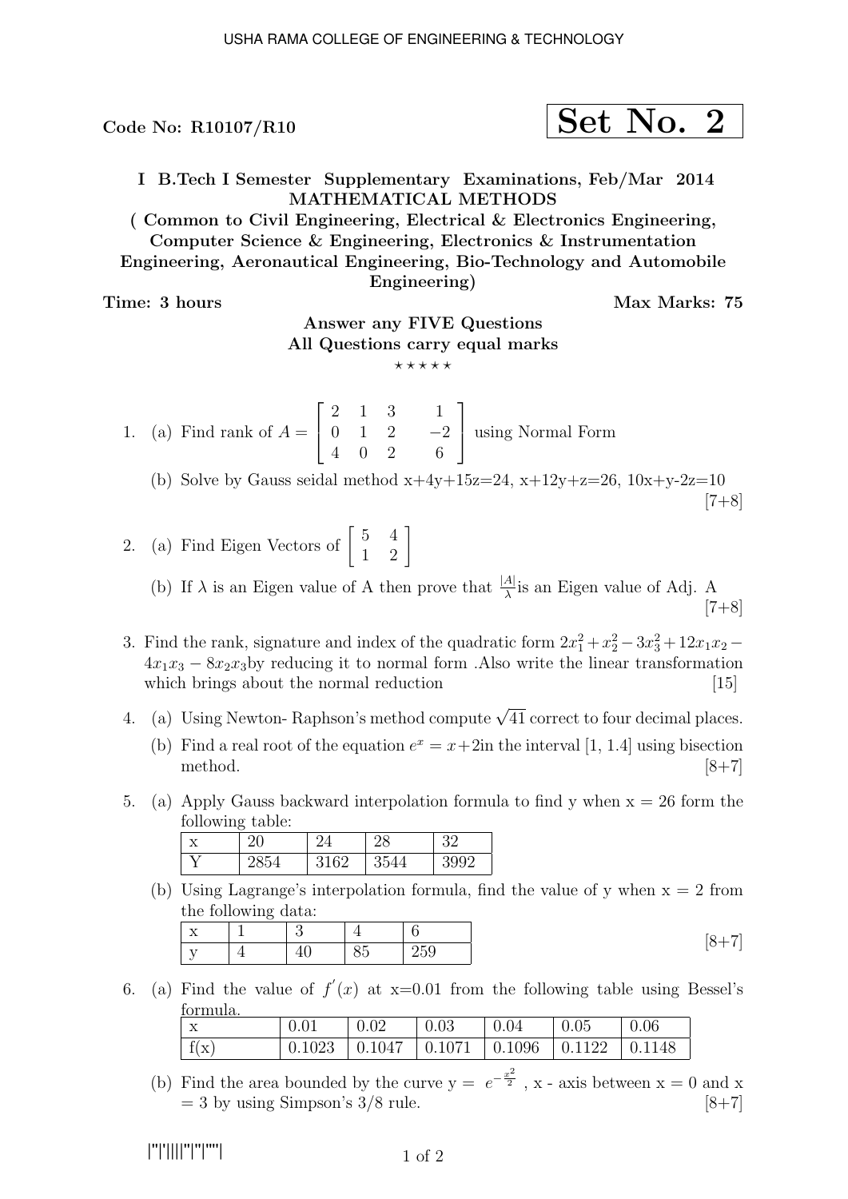USHA RAMA COLLEGE OF ENGINEERING & TECHNOLOGY

**Code No: R10107/R10** **Set No. 2**

**I B.Tech I Semester Supplementary Examinations, Feb/Mar 2014**
**MATHEMATICAL METHODS**
**( Common to Civil Engineering, Electrical & Electronics Engineering, Computer Science & Engineering, Electronics & Instrumentation Engineering, Aeronautical Engineering, Bio-Technology and Automobile Engineering)**

**Time: 3 hours** **Max Marks: 75**

**Answer any FIVE Questions**
**All Questions carry equal marks**

⋆ ⋆ ⋆ ⋆ ⋆

1. (a) Find rank of $A = \begin{bmatrix} 2 & 1 & 3 & 1 \\ 0 & 1 & 2 & -2 \\ 4 & 0 & 2 & 6 \end{bmatrix}$ using Normal Form

   (b) Solve by Gauss seidal method x+4y+15z=24, x+12y+z=26, 10x+y-2z=10

   [7+8]

2. (a) Find Eigen Vectors of $\begin{bmatrix} 5 & 4 \\ 1 & 2 \end{bmatrix}$

   (b) If $\lambda$ is an Eigen value of A then prove that $\frac{|A|}{\lambda}$is an Eigen value of Adj. A

   [7+8]

3. Find the rank, signature and index of the quadratic form $2x_1^2+x_2^2-3x_3^2+12x_1x_2-4x_1x_3-8x_2x_3$by reducing it to normal form .Also write the linear transformation which brings about the normal reduction [15]

4. (a) Using Newton- Raphson's method compute $\sqrt{41}$ correct to four decimal places.

   (b) Find a real root of the equation $e^x = x+2$in the interval [1, 1.4] using bisection method. [8+7]

5. (a) Apply Gauss backward interpolation formula to find y when x = 26 form the following table:

   | x | 20 | 24 | 28 | 32 |
   |---|---|---|---|---|
   | Y | 2854 | 3162 | 3544 | 3992 |

   (b) Using Lagrange's interpolation formula, find the value of y when x = 2 from the following data:

   | x | 1 | 3 | 4 | 6 |
   |---|---|---|---|---|
   | y | 4 | 40 | 85 | 259 |

   [8+7]

6. (a) Find the value of $f'(x)$ at x=0.01 from the following table using Bessel's formula.

   | x | 0.01 | 0.02 | 0.03 | 0.04 | 0.05 | 0.06 |
   |---|---|---|---|---|---|---|
   | f(x) | 0.1023 | 0.1047 | 0.1071 | 0.1096 | 0.1122 | 0.1148 |

   (b) Find the area bounded by the curve y = $e^{-\frac{x^2}{2}}$ , x - axis between x = 0 and x = 3 by using Simpson's 3/8 rule. [8+7]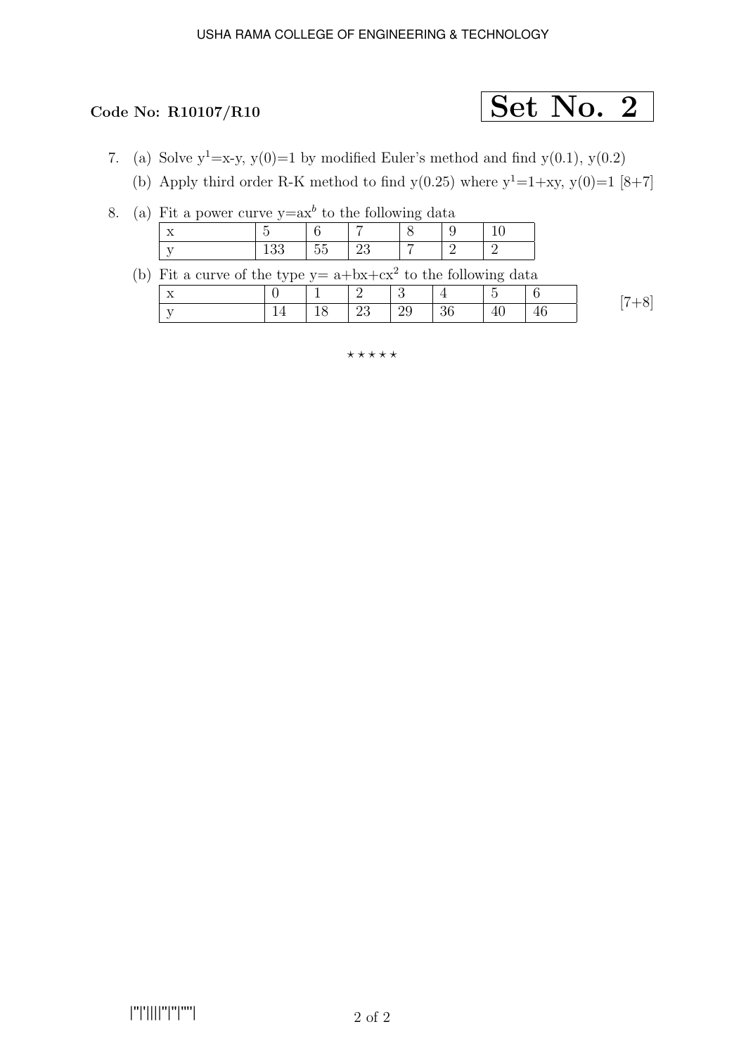**Code No: R10107/R10**

**Set No. 2**

7. (a) Solve $y^1$=x-y, y(0)=1 by modified Euler's method and find y(0.1), y(0.2)

   (b) Apply third order R-K method to find y(0.25) where $y^1$=1+xy, y(0)=1 [8+7]

8. (a) Fit a power curve y=a$x^b$ to the following data

| x | 5 | 6 | 7 | 8 | 9 | 10 |
|---|---|---|---|---|---|---|
| y | 133 | 55 | 23 | 7 | 2 | 2 |

   (b) Fit a curve of the type y= a+bx+c$x^2$ to the following data

| x | 0 | 1 | 2 | 3 | 4 | 5 | 6 |
|---|---|---|---|---|---|---|---|
| y | 14 | 18 | 23 | 29 | 36 | 40 | 46 |

[7+8]

⋆ ⋆ ⋆ ⋆ ⋆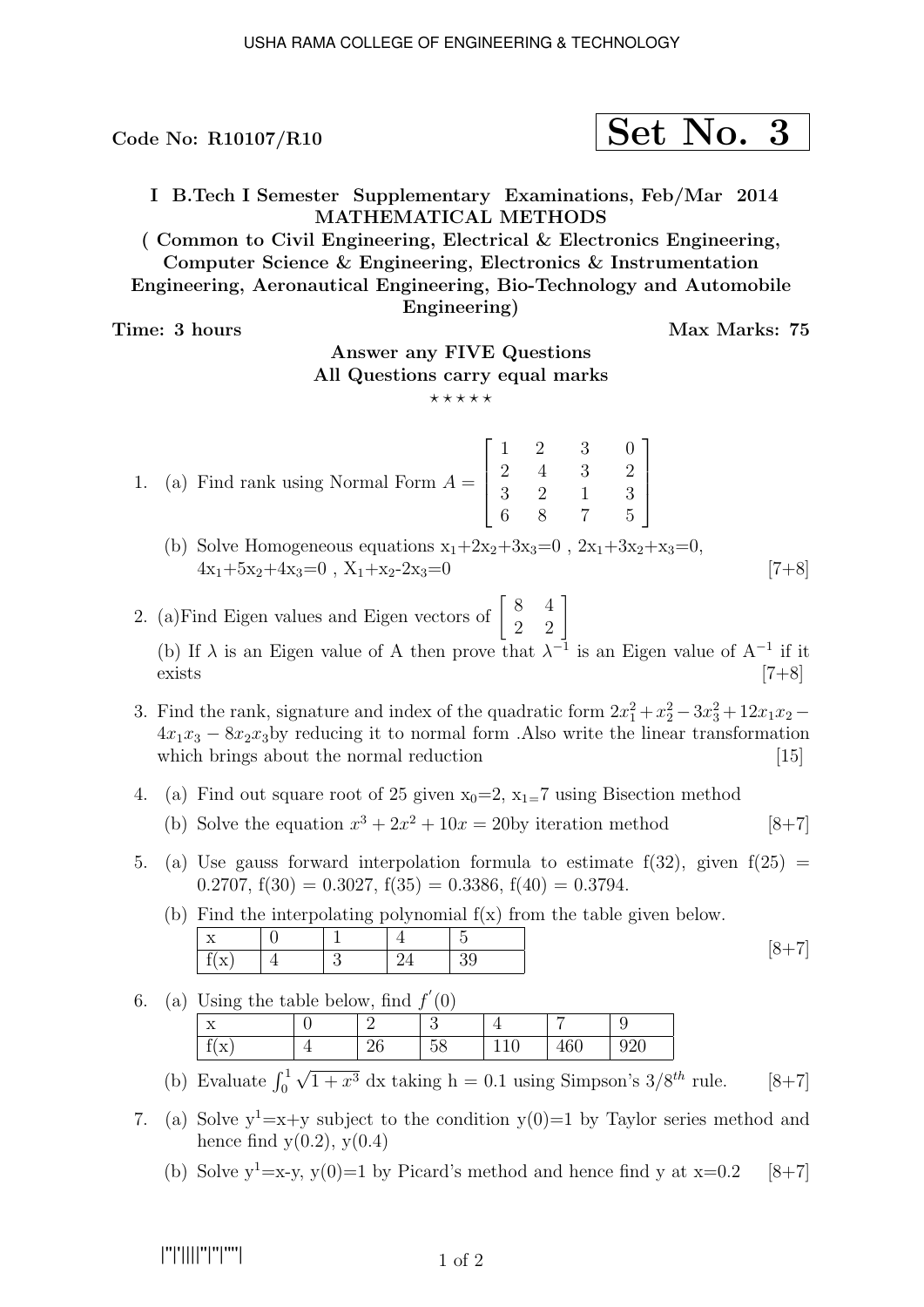Code No: R10107/R10

**Set No. 3**

**I B.Tech I Semester Supplementary Examinations, Feb/Mar 2014**
**MATHEMATICAL METHODS**
**( Common to Civil Engineering, Electrical & Electronics Engineering, Computer Science & Engineering, Electronics & Instrumentation Engineering, Aeronautical Engineering, Bio-Technology and Automobile Engineering)**

**Time: 3 hours** **Max Marks: 75**

**Answer any FIVE Questions**
**All Questions carry equal marks**

⋆ ⋆ ⋆ ⋆ ⋆

1. (a) Find rank using Normal Form $A = \begin{bmatrix} 1 & 2 & 3 & 0 \\ 2 & 4 & 3 & 2 \\ 3 & 2 & 1 & 3 \\ 6 & 8 & 7 & 5 \end{bmatrix}$

   (b) Solve Homogeneous equations $x_1+2x_2+3x_3=0$ , $2x_1+3x_2+x_3=0$, $4x_1+5x_2+4x_3=0$ , $X_1+x_2-2x_3=0$ [7+8]

2. (a)Find Eigen values and Eigen vectors of $\begin{bmatrix} 8 & 4 \\ 2 & 2 \end{bmatrix}$

   (b) If $\lambda$ is an Eigen value of A then prove that $\lambda^{-1}$ is an Eigen value of $A^{-1}$ if it exists [7+8]

3. Find the rank, signature and index of the quadratic form $2x_1^2 + x_2^2 - 3x_3^2 + 12x_1x_2 - 4x_1x_3 - 8x_2x_3$by reducing it to normal form .Also write the linear transformation which brings about the normal reduction [15]

4. (a) Find out square root of 25 given $x_0$=2, $x_1$=7 using Bisection method

   (b) Solve the equation $x^3 + 2x^2 + 10x = 20$by iteration method [8+7]

5. (a) Use gauss forward interpolation formula to estimate f(32), given f(25) = 0.2707, f(30) = 0.3027, f(35) = 0.3386, f(40) = 0.3794.

   (b) Find the interpolating polynomial f(x) from the table given below.

   | x | 0 | 1 | 4 | 5 |
   |---|---|---|---|---|
   | f(x) | 4 | 3 | 24 | 39 |

   [8+7]

6. (a) Using the table below, find $f'(0)$

   | x | 0 | 2 | 3 | 4 | 7 | 9 |
   |---|---|---|---|---|---|---|
   | f(x) | 4 | 26 | 58 | 110 | 460 | 920 |

   (b) Evaluate $\int_0^1 \sqrt{1 + x^3}$ dx taking h = 0.1 using Simpson's $3/8^{th}$ rule. [8+7]

7. (a) Solve $y^1$=x+y subject to the condition y(0)=1 by Taylor series method and hence find y(0.2), y(0.4)

   (b) Solve $y^1$=x-y, y(0)=1 by Picard's method and hence find y at x=0.2 [8+7]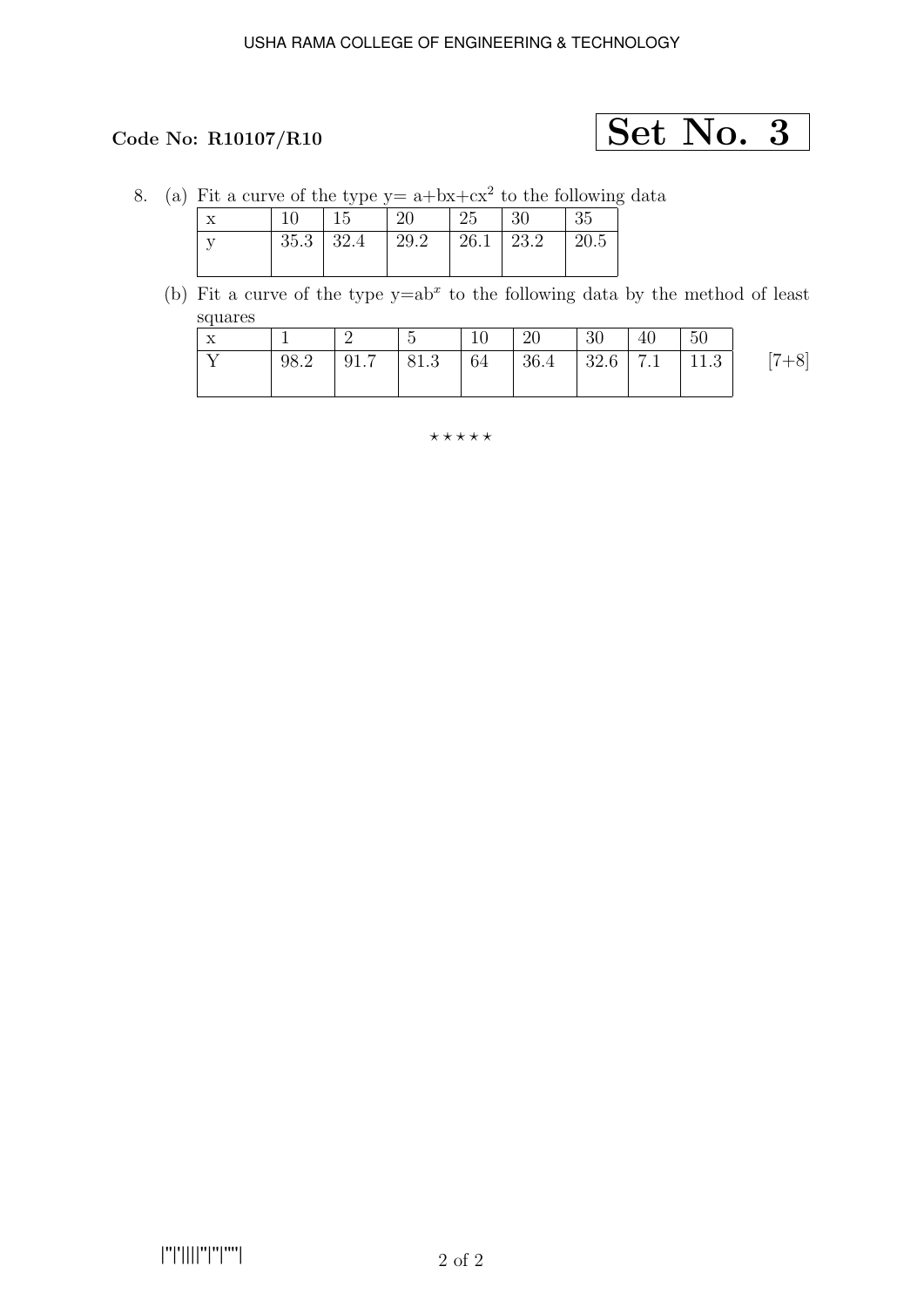**Code No: R10107/R10**

**Set No. 3**

8. (a) Fit a curve of the type $y = a+bx+cx^2$ to the following data

| x | 10 | 15 | 20 | 25 | 30 | 35 |
|---|---|---|---|---|---|---|
| y | 35.3 | 32.4 | 29.2 | 26.1 | 23.2 | 20.5 |

(b) Fit a curve of the type $y=ab^x$ to the following data by the method of least squares

| x | 1 | 2 | 5 | 10 | 20 | 30 | 40 | 50 |
|---|---|---|---|---|---|---|---|---|
| Y | 98.2 | 91.7 | 81.3 | 64 | 36.4 | 32.6 | 7.1 | 11.3 |

[7+8]

⋆ ⋆ ⋆ ⋆ ⋆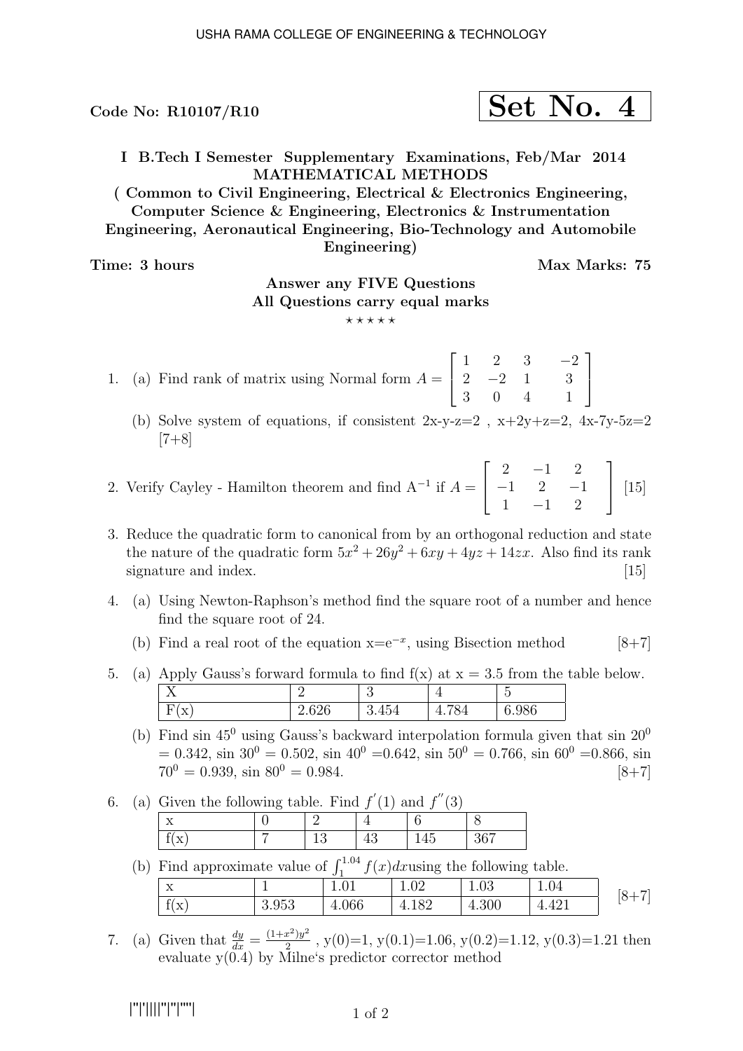Code No: R10107/R10

**Set No. 4**

**I B.Tech I Semester Supplementary Examinations, Feb/Mar 2014**
**MATHEMATICAL METHODS**
**( Common to Civil Engineering, Electrical & Electronics Engineering, Computer Science & Engineering, Electronics & Instrumentation Engineering, Aeronautical Engineering, Bio-Technology and Automobile Engineering)**

**Time: 3 hours** **Max Marks: 75**

**Answer any FIVE Questions**
**All Questions carry equal marks**

⋆ ⋆ ⋆ ⋆ ⋆

1. (a) Find rank of matrix using Normal form $A = \begin{bmatrix} 1 & 2 & 3 & -2 \\ 2 & -2 & 1 & 3 \\ 3 & 0 & 4 & 1 \end{bmatrix}$

   (b) Solve system of equations, if consistent 2x-y-z=2 , x+2y+z=2, 4x-7y-5z=2 [7+8]

2. Verify Cayley - Hamilton theorem and find $A^{-1}$ if $A = \begin{bmatrix} 2 & -1 & 2 \\ -1 & 2 & -1 \\ 1 & -1 & 2 \end{bmatrix}$ [15]

3. Reduce the quadratic form to canonical from by an orthogonal reduction and state the nature of the quadratic form $5x^2 + 26y^2 + 6xy + 4yz + 14zx$. Also find its rank signature and index. [15]

4. (a) Using Newton-Raphson's method find the square root of a number and hence find the square root of 24.

   (b) Find a real root of the equation $x=e^{-x}$, using Bisection method [8+7]

5. (a) Apply Gauss's forward formula to find f(x) at x = 3.5 from the table below.

| X | 2 | 3 | 4 | 5 |
|---|---|---|---|---|
| F(x) | 2.626 | 3.454 | 4.784 | 6.986 |

   (b) Find sin $45^0$ using Gauss's backward interpolation formula given that sin $20^0$ = 0.342, sin $30^0$ = 0.502, sin $40^0$ =0.642, sin $50^0$ = 0.766, sin $60^0$ =0.866, sin $70^0$ = 0.939, sin $80^0$ = 0.984. [8+7]

6. (a) Given the following table. Find $f'(1)$ and $f''(3)$

| x | 0 | 2 | 4 | 6 | 8 |
|---|---|---|---|---|---|
| f(x) | 7 | 13 | 43 | 145 | 367 |

   (b) Find approximate value of $\int_1^{1.04} f(x)dx$ using the following table.

| x | 1 | 1.01 | 1.02 | 1.03 | 1.04 |
|---|---|---|---|---|---|
| f(x) | 3.953 | 4.066 | 4.182 | 4.300 | 4.421 |

[8+7]

7. (a) Given that $\frac{dy}{dx} = \frac{(1+x^2)y^2}{2}$ , y(0)=1, y(0.1)=1.06, y(0.2)=1.12, y(0.3)=1.21 then evaluate y(0.4) by Milne's predictor corrector method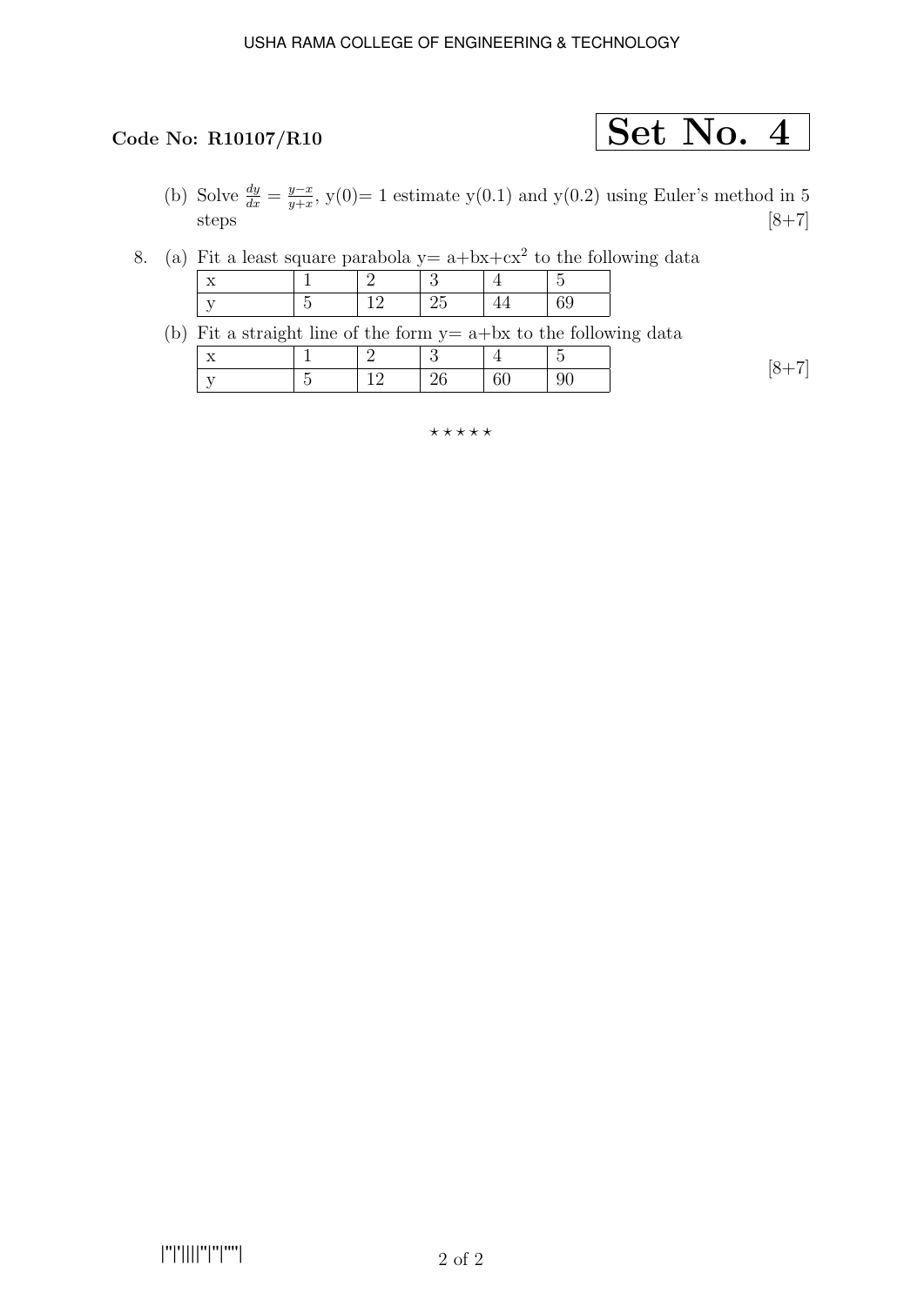(b) Solve $\frac{dy}{dx} = \frac{y-x}{y+x}$, y(0)= 1 estimate y(0.1) and y(0.2) using Euler's method in 5 steps [8+7]

8. (a) Fit a least square parabola y= a+bx+cx$^2$ to the following data

| | | | | | |
|---|---|---|---|---|---|
| x | 1 | 2 | 3 | 4 | 5 |
| y | 5 | 12 | 25 | 44 | 69 |

(b) Fit a straight line of the form y= a+bx to the following data

| | | | | | |
|---|---|---|---|---|---|
| x | 1 | 2 | 3 | 4 | 5 |
| y | 5 | 12 | 26 | 60 | 90 |

[8+7]

⋆ ⋆ ⋆ ⋆ ⋆